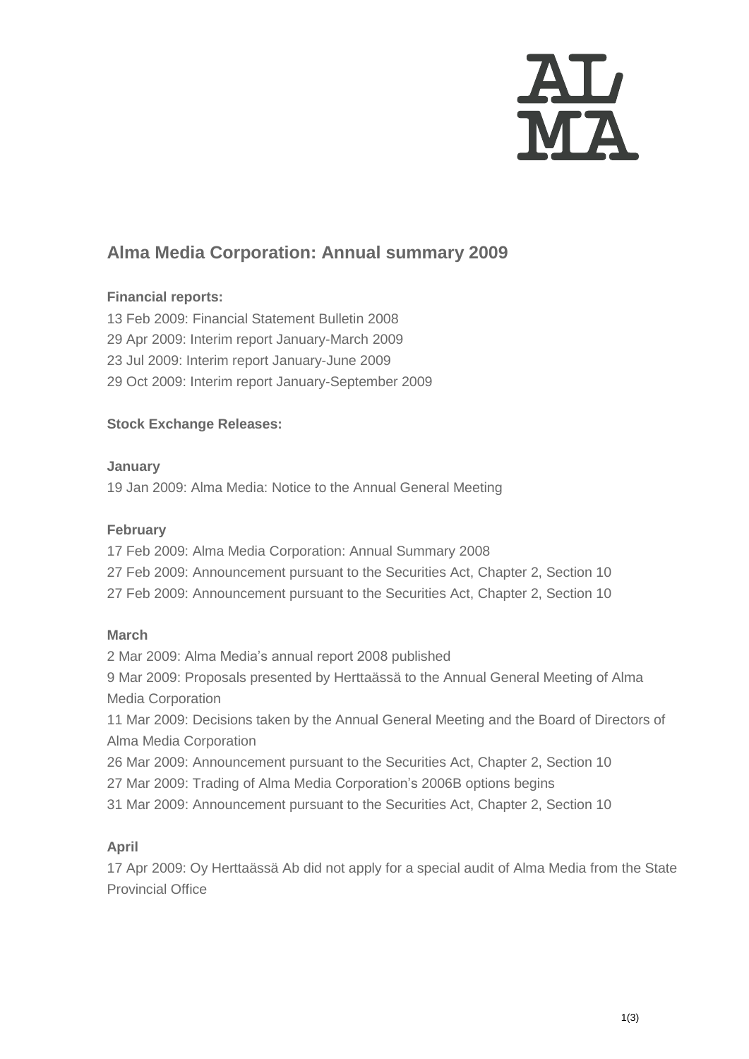# Alma Media Corporation: Annual summary 2009

**Financial reports:**

13 Feb 2009: Financial Statement Bulletin 2008
29 Apr 2009: Interim report January-March 2009
23 Jul 2009: Interim report January-June 2009
29 Oct 2009: Interim report January-September 2009

**Stock Exchange Releases:**

**January**

19 Jan 2009: Alma Media: Notice to the Annual General Meeting

**February**

17 Feb 2009: Alma Media Corporation: Annual Summary 2008
27 Feb 2009: Announcement pursuant to the Securities Act, Chapter 2, Section 10
27 Feb 2009: Announcement pursuant to the Securities Act, Chapter 2, Section 10

**March**

2 Mar 2009: Alma Media's annual report 2008 published
9 Mar 2009: Proposals presented by Herttaässä to the Annual General Meeting of Alma Media Corporation
11 Mar 2009: Decisions taken by the Annual General Meeting and the Board of Directors of Alma Media Corporation
26 Mar 2009: Announcement pursuant to the Securities Act, Chapter 2, Section 10
27 Mar 2009: Trading of Alma Media Corporation's 2006B options begins
31 Mar 2009: Announcement pursuant to the Securities Act, Chapter 2, Section 10

**April**

17 Apr 2009: Oy Herttaässä Ab did not apply for a special audit of Alma Media from the State Provincial Office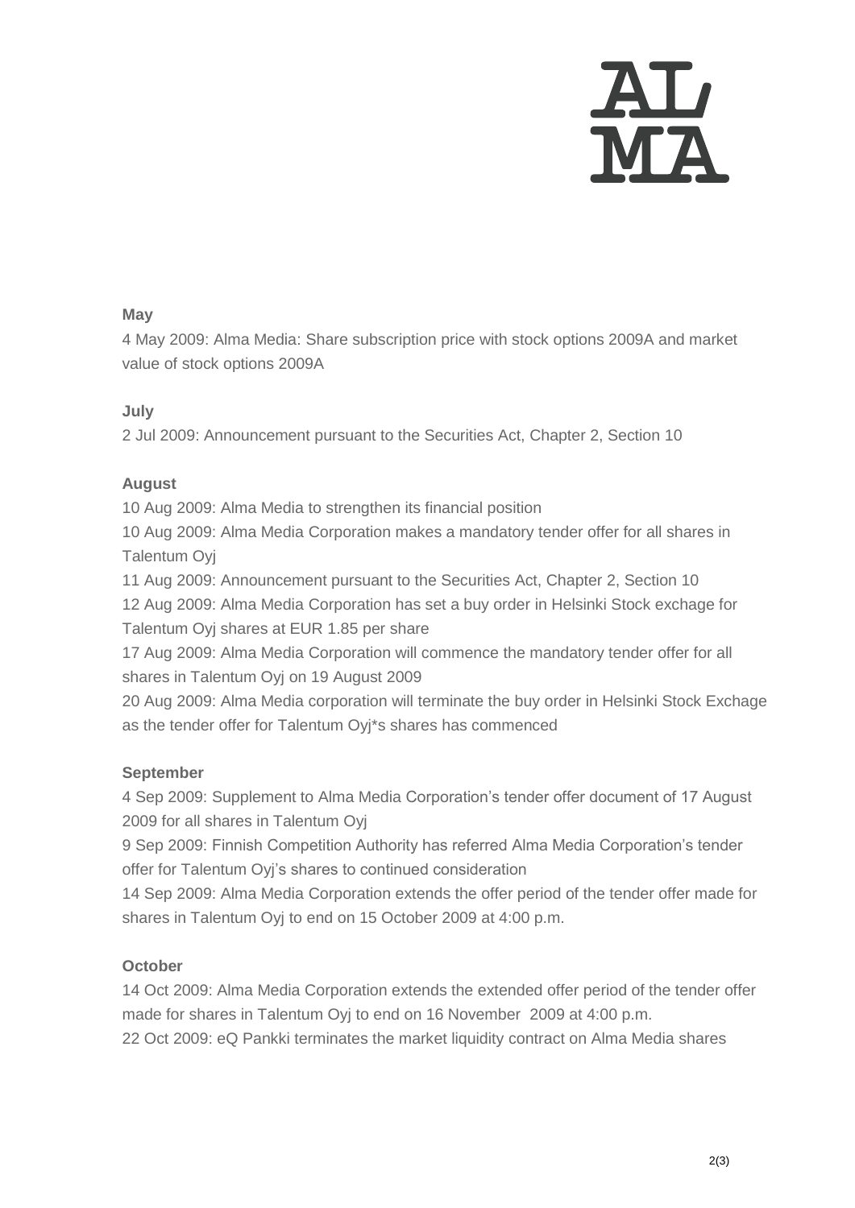**May**

4 May 2009: Alma Media: Share subscription price with stock options 2009A and market value of stock options 2009A

**July**

2 Jul 2009: Announcement pursuant to the Securities Act, Chapter 2, Section 10

**August**

10 Aug 2009: Alma Media to strengthen its financial position

10 Aug 2009: Alma Media Corporation makes a mandatory tender offer for all shares in Talentum Oyj

11 Aug 2009: Announcement pursuant to the Securities Act, Chapter 2, Section 10

12 Aug 2009: Alma Media Corporation has set a buy order in Helsinki Stock exchage for Talentum Oyj shares at EUR 1.85 per share

17 Aug 2009: Alma Media Corporation will commence the mandatory tender offer for all shares in Talentum Oyj on 19 August 2009

20 Aug 2009: Alma Media corporation will terminate the buy order in Helsinki Stock Exchage as the tender offer for Talentum Oyj*s shares has commenced

**September**

4 Sep 2009: Supplement to Alma Media Corporation's tender offer document of 17 August 2009 for all shares in Talentum Oyj

9 Sep 2009: Finnish Competition Authority has referred Alma Media Corporation's tender offer for Talentum Oyj's shares to continued consideration

14 Sep 2009: Alma Media Corporation extends the offer period of the tender offer made for shares in Talentum Oyj to end on 15 October 2009 at 4:00 p.m.

**October**

14 Oct 2009: Alma Media Corporation extends the extended offer period of the tender offer made for shares in Talentum Oyj to end on 16 November 2009 at 4:00 p.m.

22 Oct 2009: eQ Pankki terminates the market liquidity contract on Alma Media shares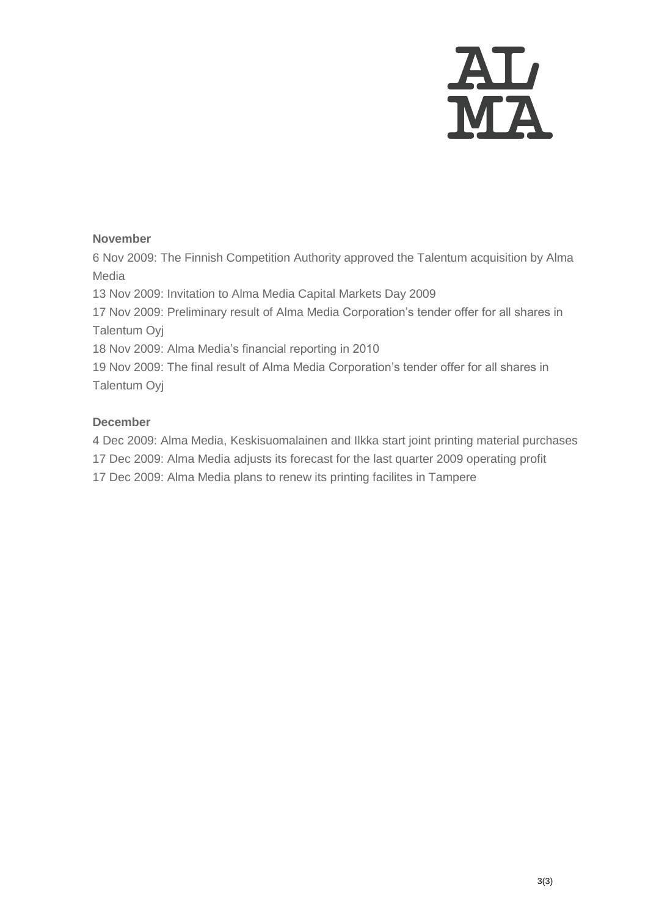**November**

6 Nov 2009: The Finnish Competition Authority approved the Talentum acquisition by Alma Media

13 Nov 2009: Invitation to Alma Media Capital Markets Day 2009

17 Nov 2009: Preliminary result of Alma Media Corporation's tender offer for all shares in Talentum Oyj

18 Nov 2009: Alma Media's financial reporting in 2010

19 Nov 2009: The final result of Alma Media Corporation's tender offer for all shares in Talentum Oyj

**December**

4 Dec 2009: Alma Media, Keskisuomalainen and Ilkka start joint printing material purchases

17 Dec 2009: Alma Media adjusts its forecast for the last quarter 2009 operating profit

17 Dec 2009: Alma Media plans to renew its printing facilites in Tampere